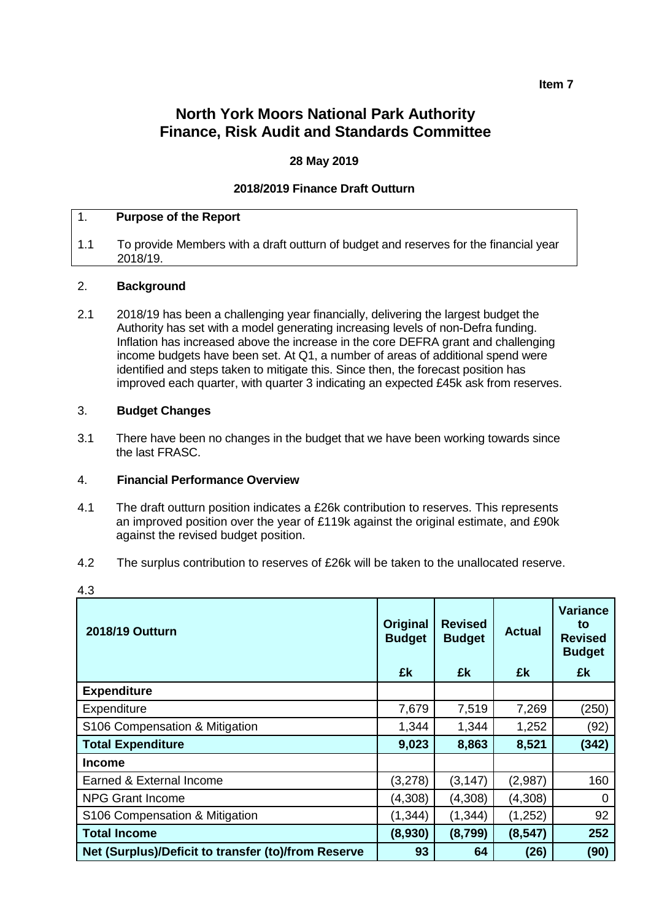**Item 7**

# North York Moors National Park Authority
# Finance, Risk Audit and Standards Committee

**28 May 2019**

**2018/2019 Finance Draft Outturn**

1. **Purpose of the Report**

1.1 To provide Members with a draft outturn of budget and reserves for the financial year 2018/19.

2. **Background**

2.1 2018/19 has been a challenging year financially, delivering the largest budget the Authority has set with a model generating increasing levels of non-Defra funding. Inflation has increased above the increase in the core DEFRA grant and challenging income budgets have been set. At Q1, a number of areas of additional spend were identified and steps taken to mitigate this. Since then, the forecast position has improved each quarter, with quarter 3 indicating an expected £45k ask from reserves.

3. **Budget Changes**

3.1 There have been no changes in the budget that we have been working towards since the last FRASC.

4. **Financial Performance Overview**

4.1 The draft outturn position indicates a £26k contribution to reserves. This represents an improved position over the year of £119k against the original estimate, and £90k against the revised budget position.

4.2 The surplus contribution to reserves of £26k will be taken to the unallocated reserve.

4.3

| **2018/19 Outturn** | **Original Budget** | **Revised Budget** | **Actual** | **Variance to Revised Budget** |
|---|---|---|---|---|
| | **£k** | **£k** | **£k** | **£k** |
| **Expenditure** | | | | |
| Expenditure | 7,679 | 7,519 | 7,269 | (250) |
| S106 Compensation & Mitigation | 1,344 | 1,344 | 1,252 | (92) |
| **Total Expenditure** | **9,023** | **8,863** | **8,521** | **(342)** |
| **Income** | | | | |
| Earned & External Income | (3,278) | (3,147) | (2,987) | 160 |
| NPG Grant Income | (4,308) | (4,308) | (4,308) | 0 |
| S106 Compensation & Mitigation | (1,344) | (1,344) | (1,252) | 92 |
| **Total Income** | **(8,930)** | **(8,799)** | **(8,547)** | **252** |
| **Net (Surplus)/Deficit to transfer (to)/from Reserve** | **93** | **64** | **(26)** | **(90)** |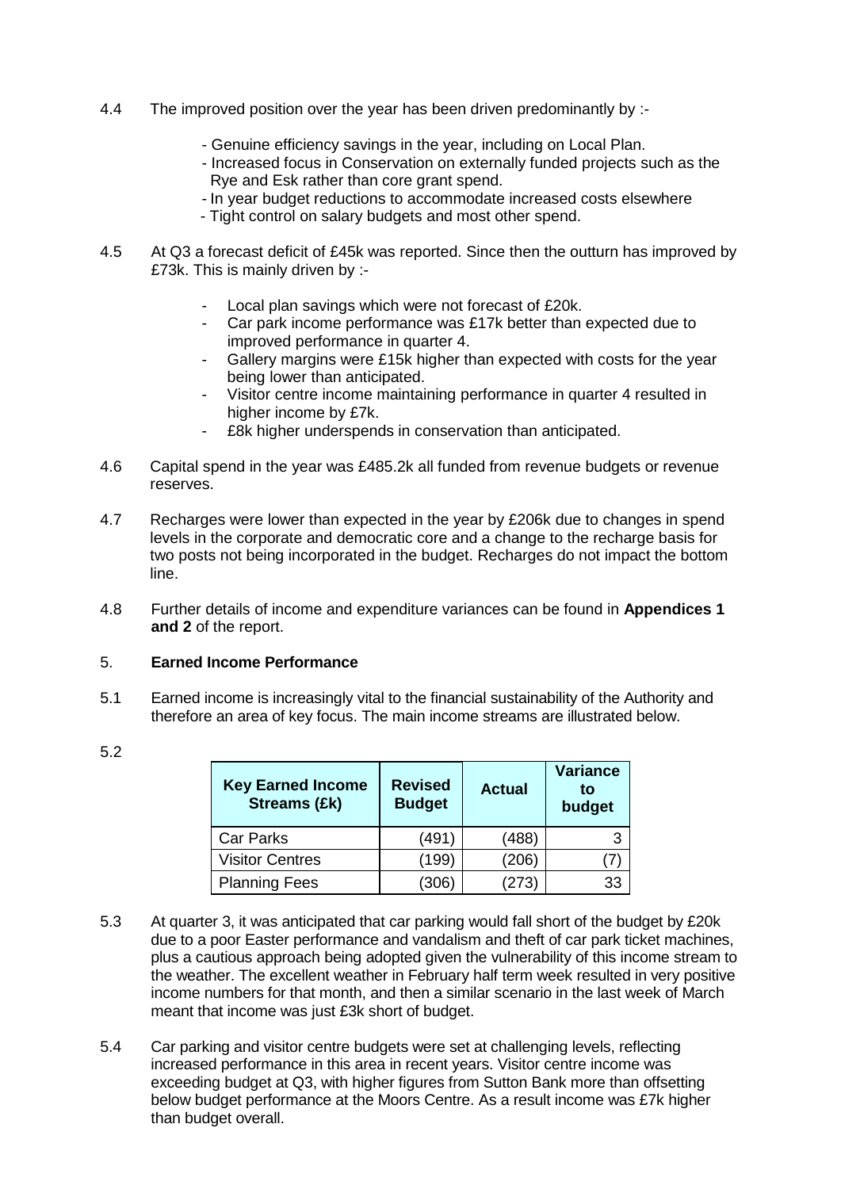4.4 The improved position over the year has been driven predominantly by :-

- Genuine efficiency savings in the year, including on Local Plan.
- Increased focus in Conservation on externally funded projects such as the Rye and Esk rather than core grant spend.
- In year budget reductions to accommodate increased costs elsewhere
- Tight control on salary budgets and most other spend.

4.5 At Q3 a forecast deficit of £45k was reported. Since then the outturn has improved by £73k. This is mainly driven by :-

- Local plan savings which were not forecast of £20k.
- Car park income performance was £17k better than expected due to improved performance in quarter 4.
- Gallery margins were £15k higher than expected with costs for the year being lower than anticipated.
- Visitor centre income maintaining performance in quarter 4 resulted in higher income by £7k.
- £8k higher underspends in conservation than anticipated.

4.6 Capital spend in the year was £485.2k all funded from revenue budgets or revenue reserves.

4.7 Recharges were lower than expected in the year by £206k due to changes in spend levels in the corporate and democratic core and a change to the recharge basis for two posts not being incorporated in the budget. Recharges do not impact the bottom line.

4.8 Further details of income and expenditure variances can be found in **Appendices 1 and 2** of the report.

## 5. Earned Income Performance

5.1 Earned income is increasingly vital to the financial sustainability of the Authority and therefore an area of key focus. The main income streams are illustrated below.

5.2

| Key Earned Income Streams (£k) | Revised Budget | Actual | Variance to budget |
|---|---|---|---|
| Car Parks | (491) | (488) | 3 |
| Visitor Centres | (199) | (206) | (7) |
| Planning Fees | (306) | (273) | 33 |

5.3 At quarter 3, it was anticipated that car parking would fall short of the budget by £20k due to a poor Easter performance and vandalism and theft of car park ticket machines, plus a cautious approach being adopted given the vulnerability of this income stream to the weather. The excellent weather in February half term week resulted in very positive income numbers for that month, and then a similar scenario in the last week of March meant that income was just £3k short of budget.

5.4 Car parking and visitor centre budgets were set at challenging levels, reflecting increased performance in this area in recent years. Visitor centre income was exceeding budget at Q3, with higher figures from Sutton Bank more than offsetting below budget performance at the Moors Centre. As a result income was £7k higher than budget overall.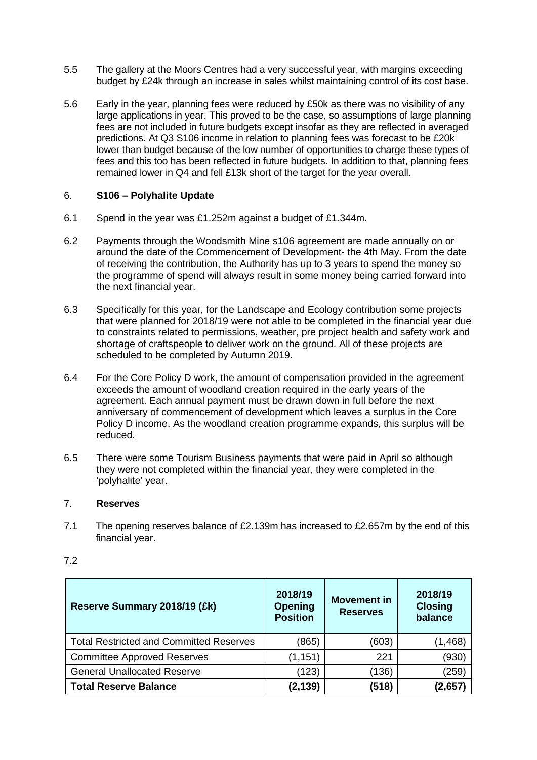5.5 The gallery at the Moors Centres had a very successful year, with margins exceeding budget by £24k through an increase in sales whilst maintaining control of its cost base.

5.6 Early in the year, planning fees were reduced by £50k as there was no visibility of any large applications in year. This proved to be the case, so assumptions of large planning fees are not included in future budgets except insofar as they are reflected in averaged predictions. At Q3 S106 income in relation to planning fees was forecast to be £20k lower than budget because of the low number of opportunities to charge these types of fees and this too has been reflected in future budgets. In addition to that, planning fees remained lower in Q4 and fell £13k short of the target for the year overall.

## 6. S106 – Polyhalite Update

6.1 Spend in the year was £1.252m against a budget of £1.344m.

6.2 Payments through the Woodsmith Mine s106 agreement are made annually on or around the date of the Commencement of Development- the 4th May. From the date of receiving the contribution, the Authority has up to 3 years to spend the money so the programme of spend will always result in some money being carried forward into the next financial year.

6.3 Specifically for this year, for the Landscape and Ecology contribution some projects that were planned for 2018/19 were not able to be completed in the financial year due to constraints related to permissions, weather, pre project health and safety work and shortage of craftspeople to deliver work on the ground. All of these projects are scheduled to be completed by Autumn 2019.

6.4 For the Core Policy D work, the amount of compensation provided in the agreement exceeds the amount of woodland creation required in the early years of the agreement. Each annual payment must be drawn down in full before the next anniversary of commencement of development which leaves a surplus in the Core Policy D income. As the woodland creation programme expands, this surplus will be reduced.

6.5 There were some Tourism Business payments that were paid in April so although they were not completed within the financial year, they were completed in the 'polyhalite' year.

## 7. Reserves

7.1 The opening reserves balance of £2.139m has increased to £2.657m by the end of this financial year.

7.2

| Reserve Summary 2018/19 (£k) | 2018/19 Opening Position | Movement in Reserves | 2018/19 Closing balance |
|---|---|---|---|
| Total Restricted and Committed Reserves | (865) | (603) | (1,468) |
| Committee Approved Reserves | (1,151) | 221 | (930) |
| General Unallocated Reserve | (123) | (136) | (259) |
| **Total Reserve Balance** | **(2,139)** | **(518)** | **(2,657)** |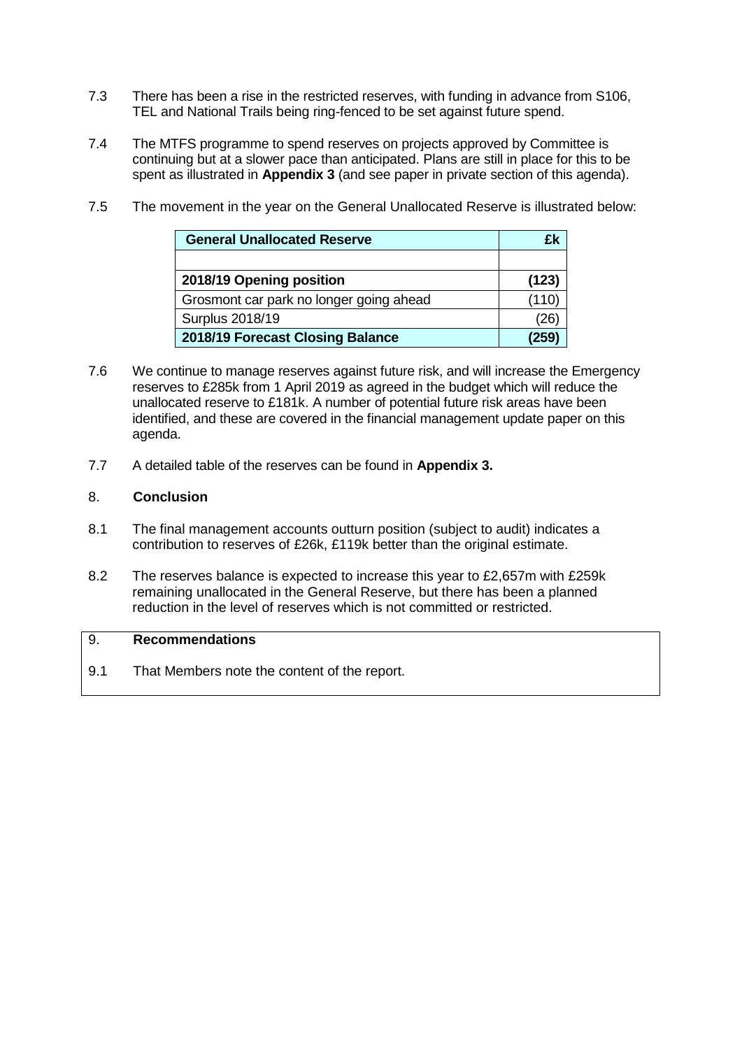7.3 There has been a rise in the restricted reserves, with funding in advance from S106, TEL and National Trails being ring-fenced to be set against future spend.

7.4 The MTFS programme to spend reserves on projects approved by Committee is continuing but at a slower pace than anticipated. Plans are still in place for this to be spent as illustrated in **Appendix 3** (and see paper in private section of this agenda).

7.5 The movement in the year on the General Unallocated Reserve is illustrated below:

| **General Unallocated Reserve** | **£k** |
|---|---|
| | |
| **2018/19 Opening position** | **(123)** |
| Grosmont car park no longer going ahead | (110) |
| Surplus 2018/19 | (26) |
| **2018/19 Forecast Closing Balance** | **(259)** |

7.6 We continue to manage reserves against future risk, and will increase the Emergency reserves to £285k from 1 April 2019 as agreed in the budget which will reduce the unallocated reserve to £181k. A number of potential future risk areas have been identified, and these are covered in the financial management update paper on this agenda.

7.7 A detailed table of the reserves can be found in **Appendix 3.**

## 8. Conclusion

8.1 The final management accounts outturn position (subject to audit) indicates a contribution to reserves of £26k, £119k better than the original estimate.

8.2 The reserves balance is expected to increase this year to £2,657m with £259k remaining unallocated in the General Reserve, but there has been a planned reduction in the level of reserves which is not committed or restricted.

## 9. Recommendations

9.1 That Members note the content of the report.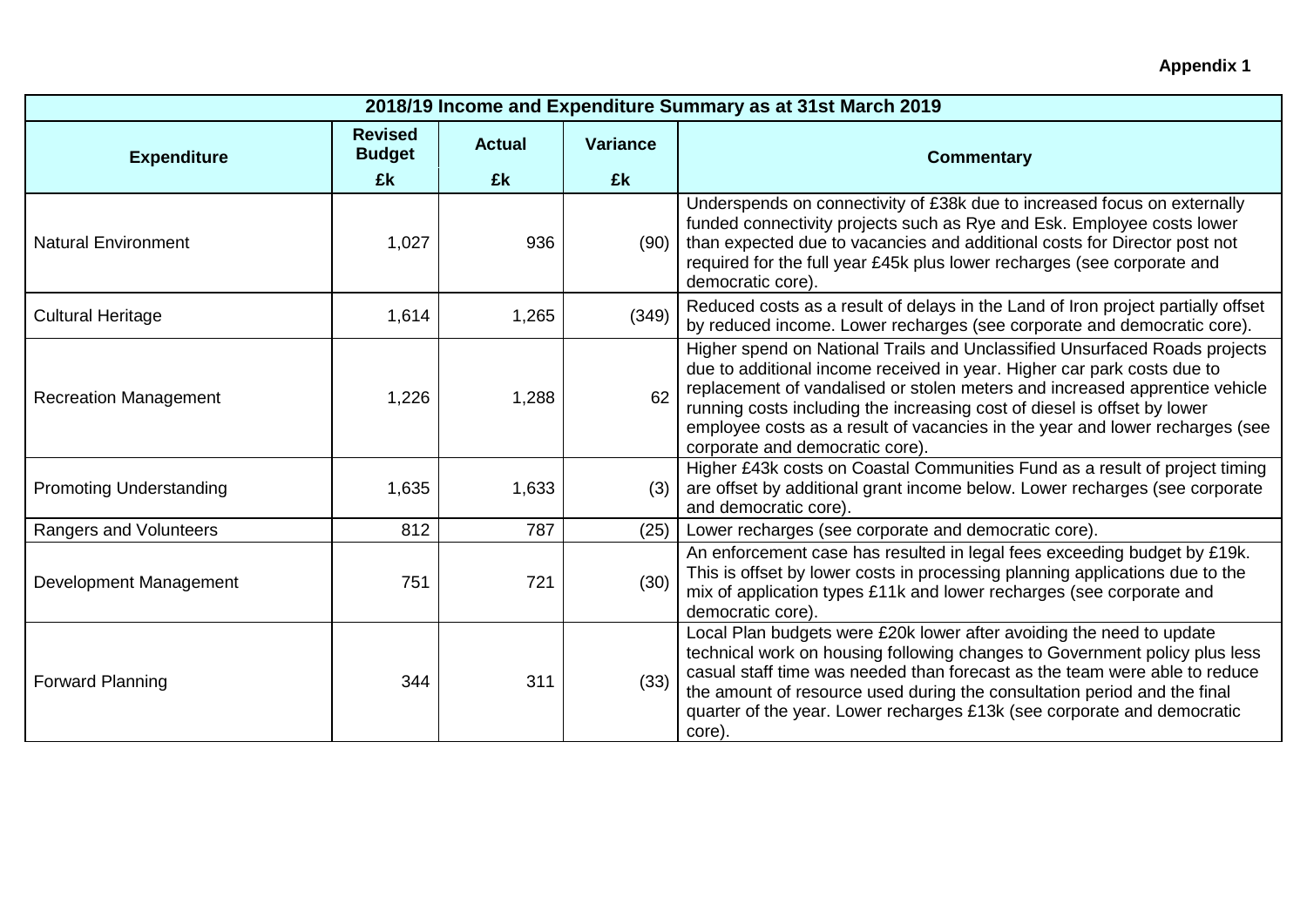**Appendix 1**

| 2018/19 Income and Expenditure Summary as at 31st March 2019 | | | | |
|---|---|---|---|---|
| **Expenditure** | **Revised Budget** | **Actual** | **Variance** | **Commentary** |
| | **£k** | **£k** | **£k** | |
| Natural Environment | 1,027 | 936 | (90) | Underspends on connectivity of £38k due to increased focus on externally funded connectivity projects such as Rye and Esk. Employee costs lower than expected due to vacancies and additional costs for Director post not required for the full year £45k plus lower recharges (see corporate and democratic core). |
| Cultural Heritage | 1,614 | 1,265 | (349) | Reduced costs as a result of delays in the Land of Iron project partially offset by reduced income. Lower recharges (see corporate and democratic core). |
| Recreation Management | 1,226 | 1,288 | 62 | Higher spend on National Trails and Unclassified Unsurfaced Roads projects due to additional income received in year. Higher car park costs due to replacement of vandalised or stolen meters and increased apprentice vehicle running costs including the increasing cost of diesel is offset by lower employee costs as a result of vacancies in the year and lower recharges (see corporate and democratic core). |
| Promoting Understanding | 1,635 | 1,633 | (3) | Higher £43k costs on Coastal Communities Fund as a result of project timing are offset by additional grant income below. Lower recharges (see corporate and democratic core). |
| Rangers and Volunteers | 812 | 787 | (25) | Lower recharges (see corporate and democratic core). |
| Development Management | 751 | 721 | (30) | An enforcement case has resulted in legal fees exceeding budget by £19k. This is offset by lower costs in processing planning applications due to the mix of application types £11k and lower recharges (see corporate and democratic core). |
| Forward Planning | 344 | 311 | (33) | Local Plan budgets were £20k lower after avoiding the need to update technical work on housing following changes to Government policy plus less casual staff time was needed than forecast as the team were able to reduce the amount of resource used during the consultation period and the final quarter of the year. Lower recharges £13k (see corporate and democratic core). |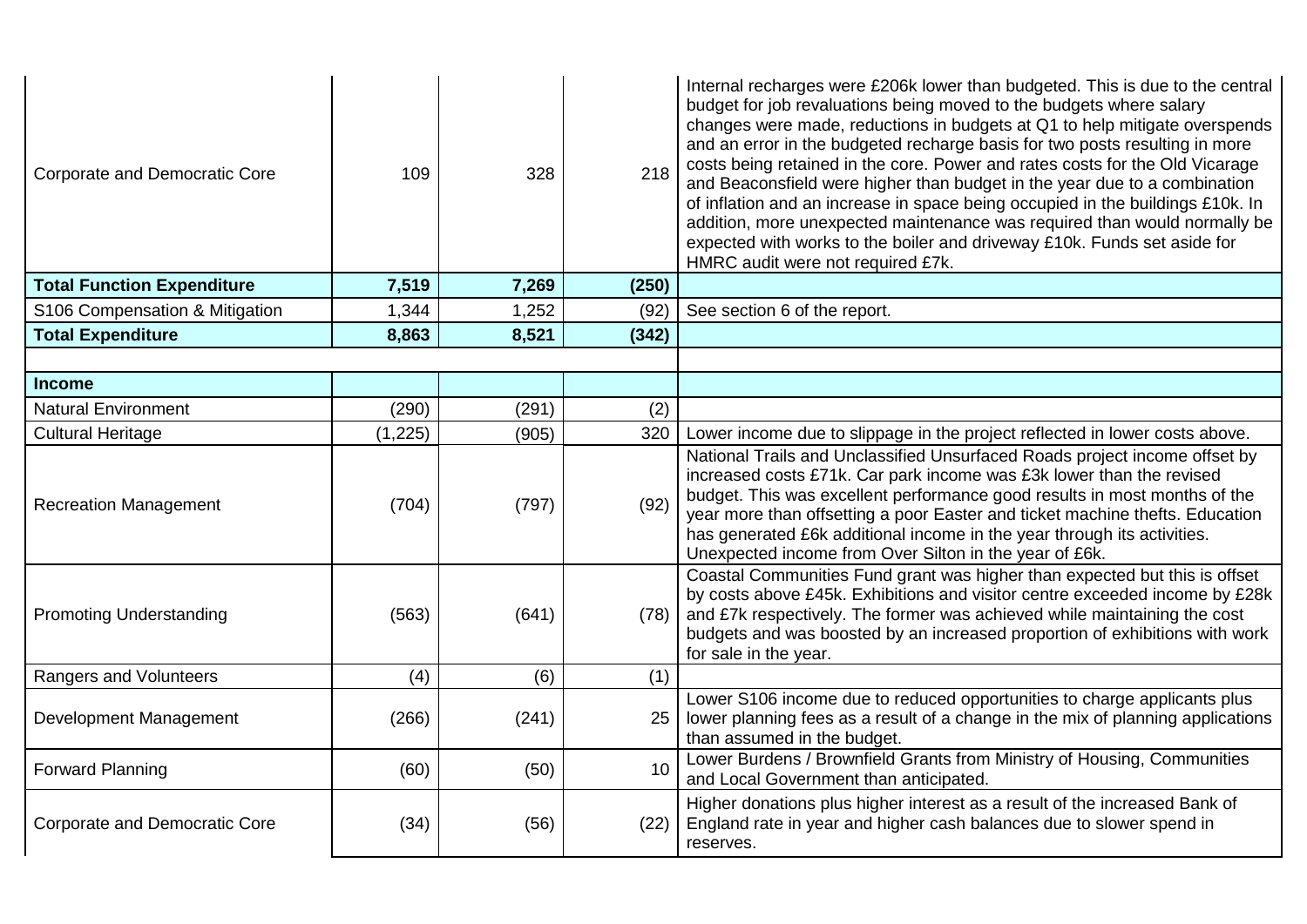| | | | | |
|---|---|---|---|---|
| Corporate and Democratic Core | 109 | 328 | 218 | Internal recharges were £206k lower than budgeted. This is due to the central budget for job revaluations being moved to the budgets where salary changes were made, reductions in budgets at Q1 to help mitigate overspends and an error in the budgeted recharge basis for two posts resulting in more costs being retained in the core. Power and rates costs for the Old Vicarage and Beaconsfield were higher than budget in the year due to a combination of inflation and an increase in space being occupied in the buildings £10k. In addition, more unexpected maintenance was required than would normally be expected with works to the boiler and driveway £10k. Funds set aside for HMRC audit were not required £7k. |
| **Total Function Expenditure** | **7,519** | **7,269** | **(250)** | |
| S106 Compensation & Mitigation | 1,344 | 1,252 | (92) | See section 6 of the report. |
| **Total Expenditure** | **8,863** | **8,521** | **(342)** | |
| | | | | |
| **Income** | | | | |
| Natural Environment | (290) | (291) | (2) | |
| Cultural Heritage | (1,225) | (905) | 320 | Lower income due to slippage in the project reflected in lower costs above. |
| Recreation Management | (704) | (797) | (92) | National Trails and Unclassified Unsurfaced Roads project income offset by increased costs £71k. Car park income was £3k lower than the revised budget. This was excellent performance good results in most months of the year more than offsetting a poor Easter and ticket machine thefts. Education has generated £6k additional income in the year through its activities. Unexpected income from Over Silton in the year of £6k. |
| Promoting Understanding | (563) | (641) | (78) | Coastal Communities Fund grant was higher than expected but this is offset by costs above £45k. Exhibitions and visitor centre exceeded income by £28k and £7k respectively. The former was achieved while maintaining the cost budgets and was boosted by an increased proportion of exhibitions with work for sale in the year. |
| Rangers and Volunteers | (4) | (6) | (1) | |
| Development Management | (266) | (241) | 25 | Lower S106 income due to reduced opportunities to charge applicants plus lower planning fees as a result of a change in the mix of planning applications than assumed in the budget. |
| Forward Planning | (60) | (50) | 10 | Lower Burdens / Brownfield Grants from Ministry of Housing, Communities and Local Government than anticipated. |
| Corporate and Democratic Core | (34) | (56) | (22) | Higher donations plus higher interest as a result of the increased Bank of England rate in year and higher cash balances due to slower spend in reserves. |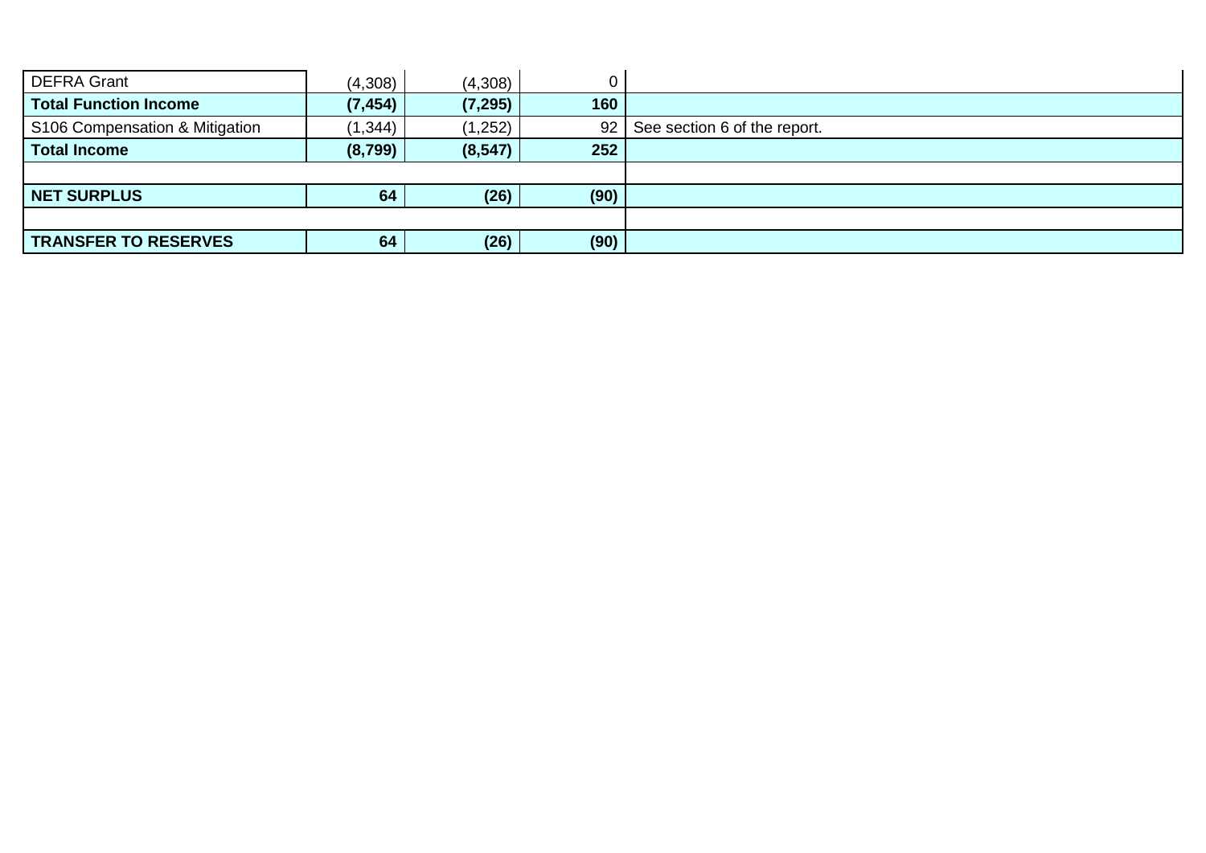| | | | | |
|---|---|---|---|---|
| DEFRA Grant | (4,308) | (4,308) | 0 | |
| **Total Function Income** | **(7,454)** | **(7,295)** | **160** | |
| S106 Compensation & Mitigation | (1,344) | (1,252) | 92 | See section 6 of the report. |
| **Total Income** | **(8,799)** | **(8,547)** | **252** | |
| | | | | |
| **NET SURPLUS** | **64** | **(26)** | **(90)** | |
| | | | | |
| **TRANSFER TO RESERVES** | **64** | **(26)** | **(90)** | |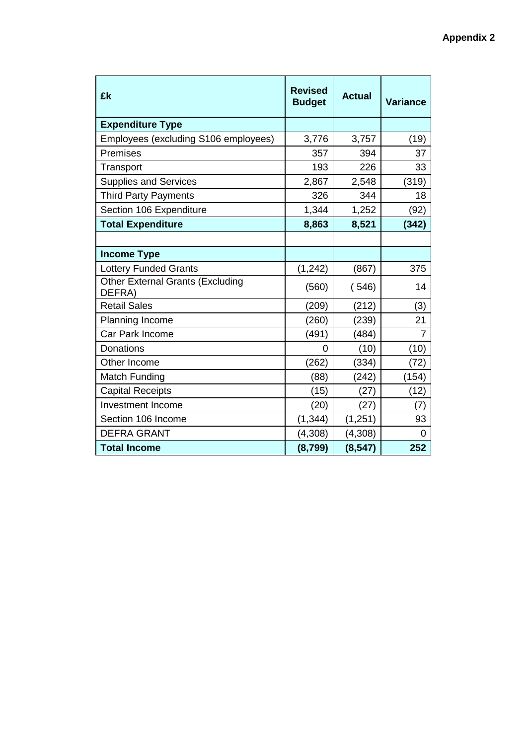**Appendix 2**

| £k | Revised Budget | Actual | Variance |
|---|---|---|---|
| **Expenditure Type** | | | |
| Employees (excluding S106 employees) | 3,776 | 3,757 | (19) |
| Premises | 357 | 394 | 37 |
| Transport | 193 | 226 | 33 |
| Supplies and Services | 2,867 | 2,548 | (319) |
| Third Party Payments | 326 | 344 | 18 |
| Section 106 Expenditure | 1,344 | 1,252 | (92) |
| **Total Expenditure** | **8,863** | **8,521** | **(342)** |
| | | | |
| **Income Type** | | | |
| Lottery Funded Grants | (1,242) | (867) | 375 |
| Other External Grants (Excluding DEFRA) | (560) | ( 546) | 14 |
| Retail Sales | (209) | (212) | (3) |
| Planning Income | (260) | (239) | 21 |
| Car Park Income | (491) | (484) | 7 |
| Donations | 0 | (10) | (10) |
| Other Income | (262) | (334) | (72) |
| Match Funding | (88) | (242) | (154) |
| Capital Receipts | (15) | (27) | (12) |
| Investment Income | (20) | (27) | (7) |
| Section 106 Income | (1,344) | (1,251) | 93 |
| DEFRA GRANT | (4,308) | (4,308) | 0 |
| **Total Income** | **(8,799)** | **(8,547)** | **252** |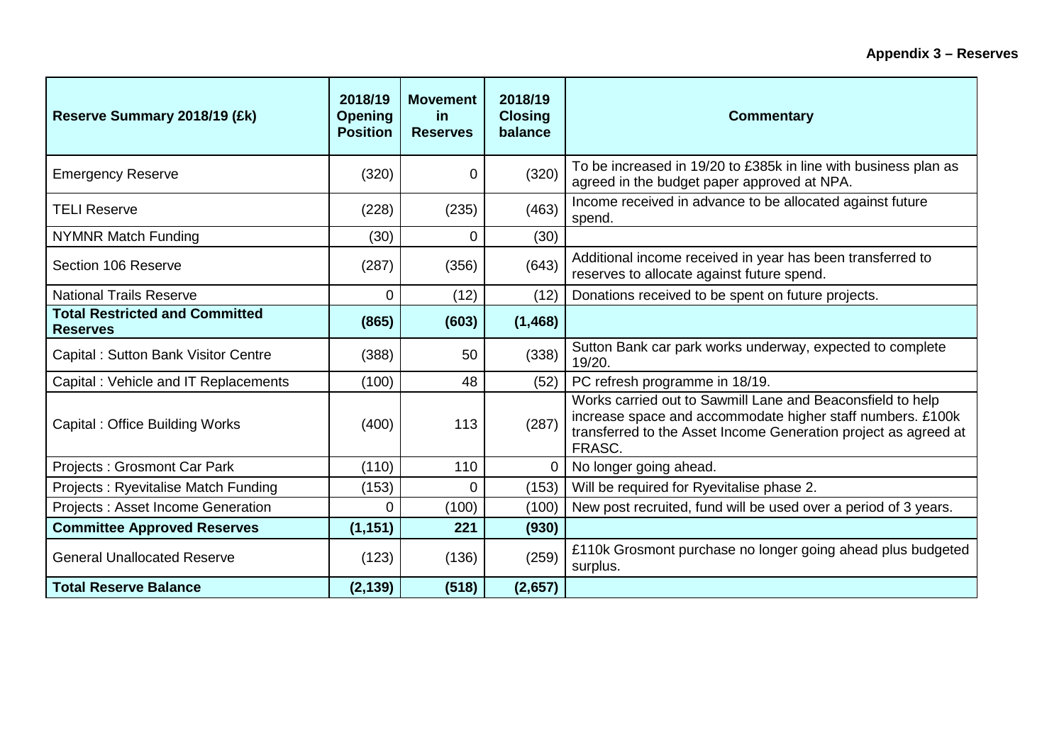**Appendix 3 – Reserves**

| Reserve Summary 2018/19 (£k) | 2018/19 Opening Position | Movement in Reserves | 2018/19 Closing balance | Commentary |
|---|---|---|---|---|
| Emergency Reserve | (320) | 0 | (320) | To be increased in 19/20 to £385k in line with business plan as agreed in the budget paper approved at NPA. |
| TELI Reserve | (228) | (235) | (463) | Income received in advance to be allocated against future spend. |
| NYMNR Match Funding | (30) | 0 | (30) | |
| Section 106 Reserve | (287) | (356) | (643) | Additional income received in year has been transferred to reserves to allocate against future spend. |
| National Trails Reserve | 0 | (12) | (12) | Donations received to be spent on future projects. |
| **Total Restricted and Committed Reserves** | **(865)** | **(603)** | **(1,468)** | |
| Capital : Sutton Bank Visitor Centre | (388) | 50 | (338) | Sutton Bank car park works underway, expected to complete 19/20. |
| Capital : Vehicle and IT Replacements | (100) | 48 | (52) | PC refresh programme in 18/19. |
| Capital : Office Building Works | (400) | 113 | (287) | Works carried out to Sawmill Lane and Beaconsfield to help increase space and accommodate higher staff numbers. £100k transferred to the Asset Income Generation project as agreed at FRASC. |
| Projects : Grosmont Car Park | (110) | 110 | 0 | No longer going ahead. |
| Projects : Ryevitalise Match Funding | (153) | 0 | (153) | Will be required for Ryevitalise phase 2. |
| Projects : Asset Income Generation | 0 | (100) | (100) | New post recruited, fund will be used over a period of 3 years. |
| **Committee Approved Reserves** | **(1,151)** | **221** | **(930)** | |
| General Unallocated Reserve | (123) | (136) | (259) | £110k Grosmont purchase no longer going ahead plus budgeted surplus. |
| **Total Reserve Balance** | **(2,139)** | **(518)** | **(2,657)** | |